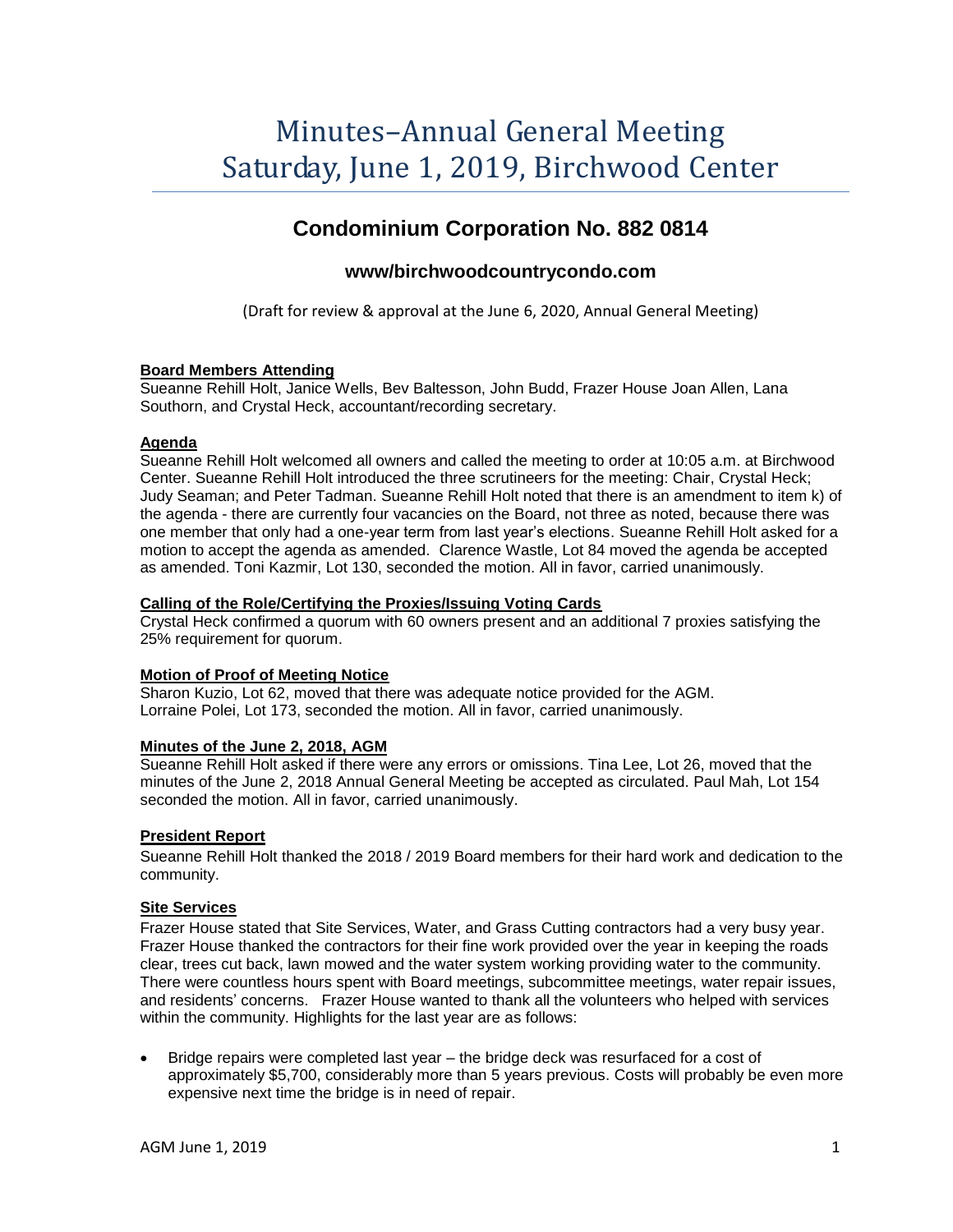# Minutes–Annual General Meeting
# Saturday, June 1, 2019, Birchwood Center

## Condominium Corporation No. 882 0814

### www/birchwoodcountrycondo.com

(Draft for review & approval at the June 6, 2020, Annual General Meeting)

**Board Members Attending**

Sueanne Rehill Holt, Janice Wells, Bev Baltesson, John Budd, Frazer House Joan Allen, Lana Southorn, and Crystal Heck, accountant/recording secretary.

**Agenda**

Sueanne Rehill Holt welcomed all owners and called the meeting to order at 10:05 a.m. at Birchwood Center. Sueanne Rehill Holt introduced the three scrutineers for the meeting: Chair, Crystal Heck; Judy Seaman; and Peter Tadman. Sueanne Rehill Holt noted that there is an amendment to item k) of the agenda - there are currently four vacancies on the Board, not three as noted, because there was one member that only had a one-year term from last year's elections. Sueanne Rehill Holt asked for a motion to accept the agenda as amended. Clarence Wastle, Lot 84 moved the agenda be accepted as amended. Toni Kazmir, Lot 130, seconded the motion. All in favor, carried unanimously.

**Calling of the Role/Certifying the Proxies/Issuing Voting Cards**

Crystal Heck confirmed a quorum with 60 owners present and an additional 7 proxies satisfying the 25% requirement for quorum.

**Motion of Proof of Meeting Notice**

Sharon Kuzio, Lot 62, moved that there was adequate notice provided for the AGM. Lorraine Polei, Lot 173, seconded the motion. All in favor, carried unanimously.

**Minutes of the June 2, 2018, AGM**

Sueanne Rehill Holt asked if there were any errors or omissions. Tina Lee, Lot 26, moved that the minutes of the June 2, 2018 Annual General Meeting be accepted as circulated. Paul Mah, Lot 154 seconded the motion. All in favor, carried unanimously.

**President Report**

Sueanne Rehill Holt thanked the 2018 / 2019 Board members for their hard work and dedication to the community.

**Site Services**

Frazer House stated that Site Services, Water, and Grass Cutting contractors had a very busy year. Frazer House thanked the contractors for their fine work provided over the year in keeping the roads clear, trees cut back, lawn mowed and the water system working providing water to the community. There were countless hours spent with Board meetings, subcommittee meetings, water repair issues, and residents' concerns. Frazer House wanted to thank all the volunteers who helped with services within the community. Highlights for the last year are as follows:

- Bridge repairs were completed last year – the bridge deck was resurfaced for a cost of approximately $5,700, considerably more than 5 years previous. Costs will probably be even more expensive next time the bridge is in need of repair.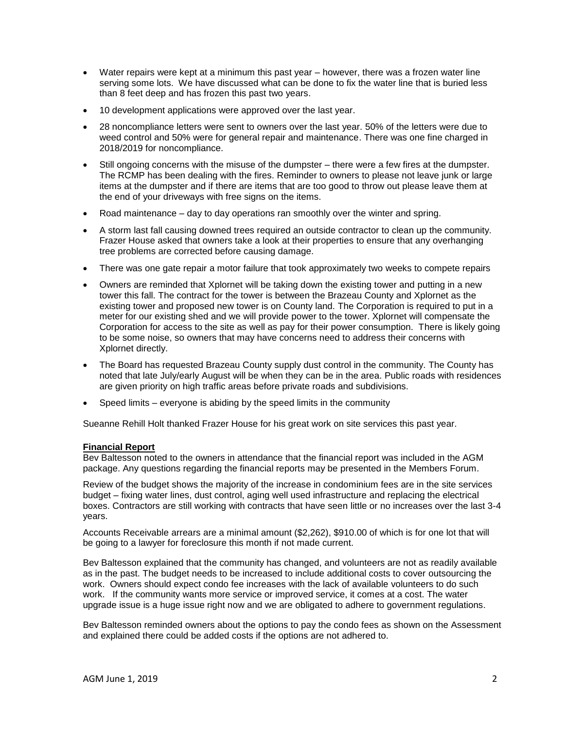- Water repairs were kept at a minimum this past year – however, there was a frozen water line serving some lots. We have discussed what can be done to fix the water line that is buried less than 8 feet deep and has frozen this past two years.
- 10 development applications were approved over the last year.
- 28 noncompliance letters were sent to owners over the last year. 50% of the letters were due to weed control and 50% were for general repair and maintenance. There was one fine charged in 2018/2019 for noncompliance.
- Still ongoing concerns with the misuse of the dumpster – there were a few fires at the dumpster. The RCMP has been dealing with the fires. Reminder to owners to please not leave junk or large items at the dumpster and if there are items that are too good to throw out please leave them at the end of your driveways with free signs on the items.
- Road maintenance – day to day operations ran smoothly over the winter and spring.
- A storm last fall causing downed trees required an outside contractor to clean up the community. Frazer House asked that owners take a look at their properties to ensure that any overhanging tree problems are corrected before causing damage.
- There was one gate repair a motor failure that took approximately two weeks to compete repairs
- Owners are reminded that Xplornet will be taking down the existing tower and putting in a new tower this fall. The contract for the tower is between the Brazeau County and Xplornet as the existing tower and proposed new tower is on County land. The Corporation is required to put in a meter for our existing shed and we will provide power to the tower. Xplornet will compensate the Corporation for access to the site as well as pay for their power consumption. There is likely going to be some noise, so owners that may have concerns need to address their concerns with Xplornet directly.
- The Board has requested Brazeau County supply dust control in the community. The County has noted that late July/early August will be when they can be in the area. Public roads with residences are given priority on high traffic areas before private roads and subdivisions.
- Speed limits – everyone is abiding by the speed limits in the community

Sueanne Rehill Holt thanked Frazer House for his great work on site services this past year.

**Financial Report**

Bev Baltesson noted to the owners in attendance that the financial report was included in the AGM package. Any questions regarding the financial reports may be presented in the Members Forum.

Review of the budget shows the majority of the increase in condominium fees are in the site services budget – fixing water lines, dust control, aging well used infrastructure and replacing the electrical boxes. Contractors are still working with contracts that have seen little or no increases over the last 3-4 years.

Accounts Receivable arrears are a minimal amount ($2,262), $910.00 of which is for one lot that will be going to a lawyer for foreclosure this month if not made current.

Bev Baltesson explained that the community has changed, and volunteers are not as readily available as in the past. The budget needs to be increased to include additional costs to cover outsourcing the work. Owners should expect condo fee increases with the lack of available volunteers to do such work. If the community wants more service or improved service, it comes at a cost. The water upgrade issue is a huge issue right now and we are obligated to adhere to government regulations.

Bev Baltesson reminded owners about the options to pay the condo fees as shown on the Assessment and explained there could be added costs if the options are not adhered to.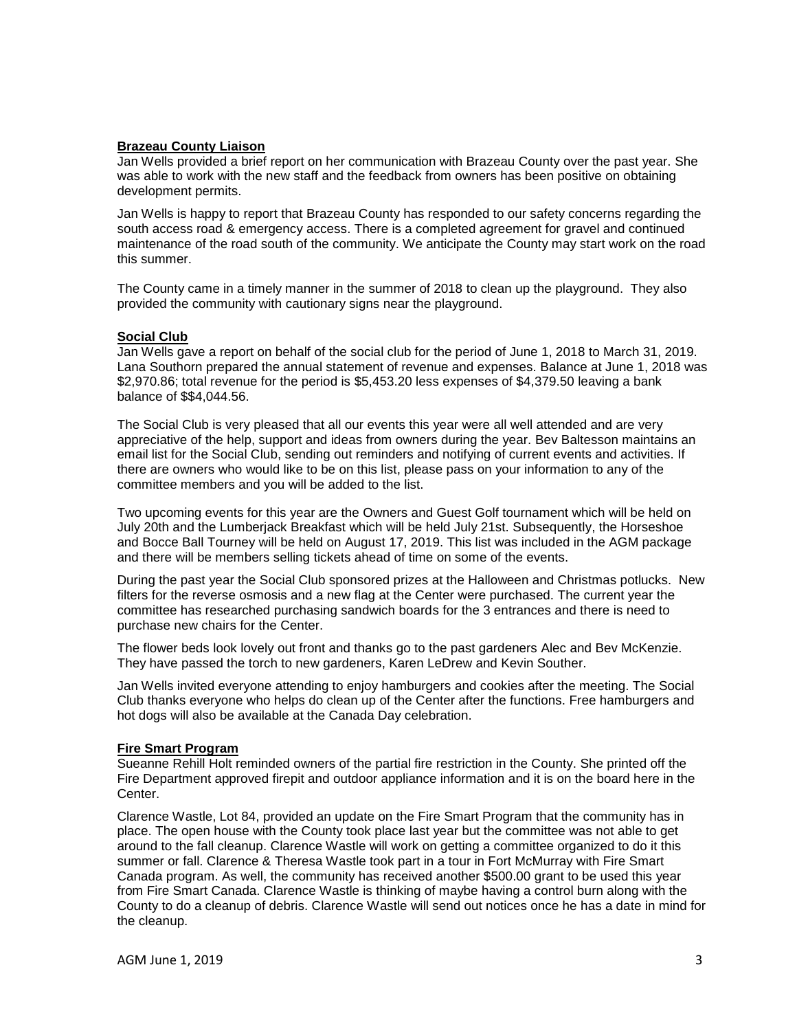**Brazeau County Liaison**

Jan Wells provided a brief report on her communication with Brazeau County over the past year. She was able to work with the new staff and the feedback from owners has been positive on obtaining development permits.

Jan Wells is happy to report that Brazeau County has responded to our safety concerns regarding the south access road & emergency access. There is a completed agreement for gravel and continued maintenance of the road south of the community. We anticipate the County may start work on the road this summer.

The County came in a timely manner in the summer of 2018 to clean up the playground. They also provided the community with cautionary signs near the playground.

**Social Club**

Jan Wells gave a report on behalf of the social club for the period of June 1, 2018 to March 31, 2019. Lana Southorn prepared the annual statement of revenue and expenses. Balance at June 1, 2018 was $2,970.86; total revenue for the period is $5,453.20 less expenses of $4,379.50 leaving a bank balance of $$4,044.56.

The Social Club is very pleased that all our events this year were all well attended and are very appreciative of the help, support and ideas from owners during the year. Bev Baltesson maintains an email list for the Social Club, sending out reminders and notifying of current events and activities. If there are owners who would like to be on this list, please pass on your information to any of the committee members and you will be added to the list.

Two upcoming events for this year are the Owners and Guest Golf tournament which will be held on July 20th and the Lumberjack Breakfast which will be held July 21st. Subsequently, the Horseshoe and Bocce Ball Tourney will be held on August 17, 2019. This list was included in the AGM package and there will be members selling tickets ahead of time on some of the events.

During the past year the Social Club sponsored prizes at the Halloween and Christmas potlucks. New filters for the reverse osmosis and a new flag at the Center were purchased. The current year the committee has researched purchasing sandwich boards for the 3 entrances and there is need to purchase new chairs for the Center.

The flower beds look lovely out front and thanks go to the past gardeners Alec and Bev McKenzie. They have passed the torch to new gardeners, Karen LeDrew and Kevin Souther.

Jan Wells invited everyone attending to enjoy hamburgers and cookies after the meeting. The Social Club thanks everyone who helps do clean up of the Center after the functions. Free hamburgers and hot dogs will also be available at the Canada Day celebration.

**Fire Smart Program**

Sueanne Rehill Holt reminded owners of the partial fire restriction in the County. She printed off the Fire Department approved firepit and outdoor appliance information and it is on the board here in the Center.

Clarence Wastle, Lot 84, provided an update on the Fire Smart Program that the community has in place. The open house with the County took place last year but the committee was not able to get around to the fall cleanup. Clarence Wastle will work on getting a committee organized to do it this summer or fall. Clarence & Theresa Wastle took part in a tour in Fort McMurray with Fire Smart Canada program. As well, the community has received another $500.00 grant to be used this year from Fire Smart Canada. Clarence Wastle is thinking of maybe having a control burn along with the County to do a cleanup of debris. Clarence Wastle will send out notices once he has a date in mind for the cleanup.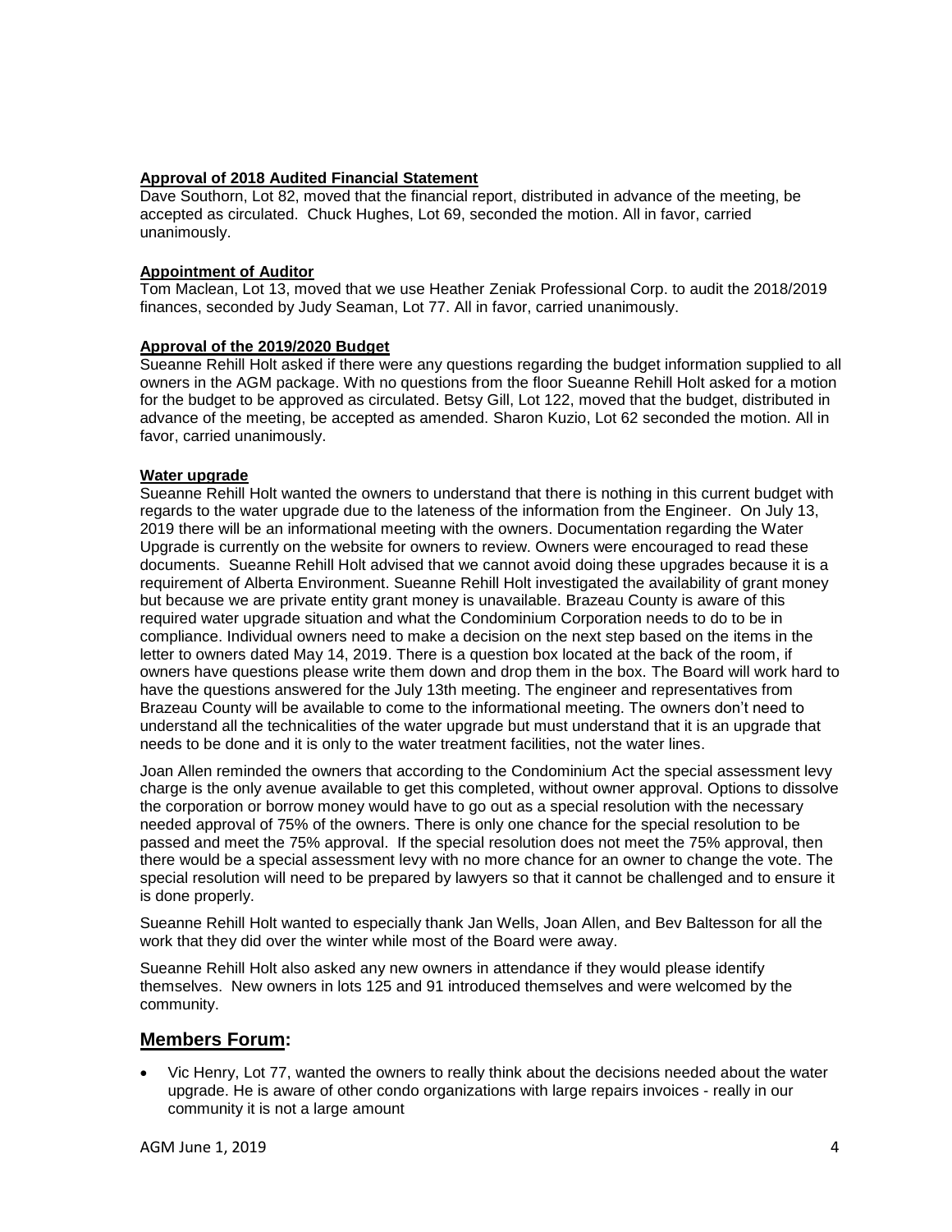**Approval of 2018 Audited Financial Statement**

Dave Southorn, Lot 82, moved that the financial report, distributed in advance of the meeting, be accepted as circulated. Chuck Hughes, Lot 69, seconded the motion. All in favor, carried unanimously.

**Appointment of Auditor**

Tom Maclean, Lot 13, moved that we use Heather Zeniak Professional Corp. to audit the 2018/2019 finances, seconded by Judy Seaman, Lot 77. All in favor, carried unanimously.

**Approval of the 2019/2020 Budget**

Sueanne Rehill Holt asked if there were any questions regarding the budget information supplied to all owners in the AGM package. With no questions from the floor Sueanne Rehill Holt asked for a motion for the budget to be approved as circulated. Betsy Gill, Lot 122, moved that the budget, distributed in advance of the meeting, be accepted as amended. Sharon Kuzio, Lot 62 seconded the motion. All in favor, carried unanimously.

**Water upgrade**

Sueanne Rehill Holt wanted the owners to understand that there is nothing in this current budget with regards to the water upgrade due to the lateness of the information from the Engineer. On July 13, 2019 there will be an informational meeting with the owners. Documentation regarding the Water Upgrade is currently on the website for owners to review. Owners were encouraged to read these documents. Sueanne Rehill Holt advised that we cannot avoid doing these upgrades because it is a requirement of Alberta Environment. Sueanne Rehill Holt investigated the availability of grant money but because we are private entity grant money is unavailable. Brazeau County is aware of this required water upgrade situation and what the Condominium Corporation needs to do to be in compliance. Individual owners need to make a decision on the next step based on the items in the letter to owners dated May 14, 2019. There is a question box located at the back of the room, if owners have questions please write them down and drop them in the box. The Board will work hard to have the questions answered for the July 13th meeting. The engineer and representatives from Brazeau County will be available to come to the informational meeting. The owners don't need to understand all the technicalities of the water upgrade but must understand that it is an upgrade that needs to be done and it is only to the water treatment facilities, not the water lines.

Joan Allen reminded the owners that according to the Condominium Act the special assessment levy charge is the only avenue available to get this completed, without owner approval. Options to dissolve the corporation or borrow money would have to go out as a special resolution with the necessary needed approval of 75% of the owners. There is only one chance for the special resolution to be passed and meet the 75% approval. If the special resolution does not meet the 75% approval, then there would be a special assessment levy with no more chance for an owner to change the vote. The special resolution will need to be prepared by lawyers so that it cannot be challenged and to ensure it is done properly.

Sueanne Rehill Holt wanted to especially thank Jan Wells, Joan Allen, and Bev Baltesson for all the work that they did over the winter while most of the Board were away.

Sueanne Rehill Holt also asked any new owners in attendance if they would please identify themselves. New owners in lots 125 and 91 introduced themselves and were welcomed by the community.

## Members Forum:

- Vic Henry, Lot 77, wanted the owners to really think about the decisions needed about the water upgrade. He is aware of other condo organizations with large repairs invoices - really in our community it is not a large amount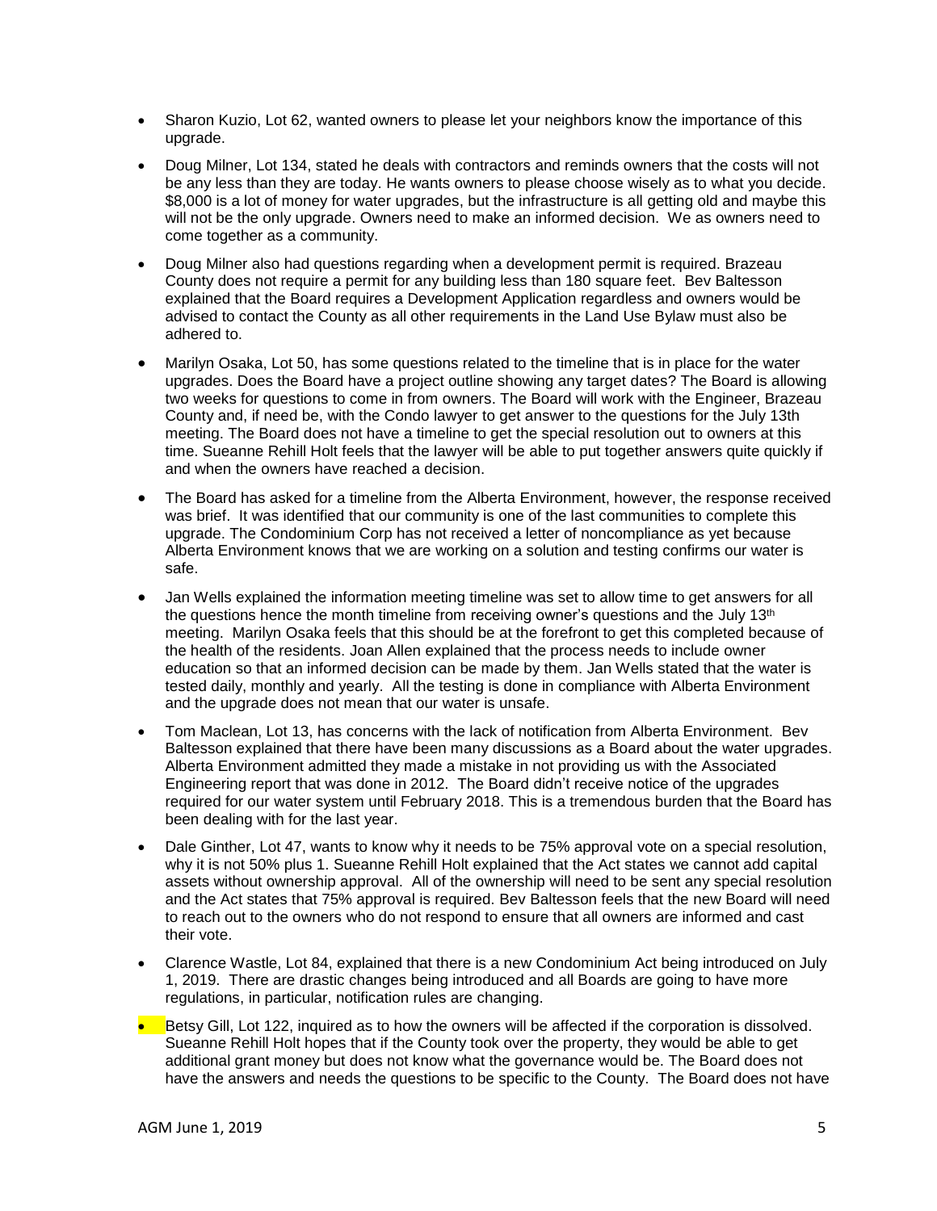- Sharon Kuzio, Lot 62, wanted owners to please let your neighbors know the importance of this upgrade.
- Doug Milner, Lot 134, stated he deals with contractors and reminds owners that the costs will not be any less than they are today. He wants owners to please choose wisely as to what you decide. $8,000 is a lot of money for water upgrades, but the infrastructure is all getting old and maybe this will not be the only upgrade. Owners need to make an informed decision. We as owners need to come together as a community.
- Doug Milner also had questions regarding when a development permit is required. Brazeau County does not require a permit for any building less than 180 square feet. Bev Baltesson explained that the Board requires a Development Application regardless and owners would be advised to contact the County as all other requirements in the Land Use Bylaw must also be adhered to.
- Marilyn Osaka, Lot 50, has some questions related to the timeline that is in place for the water upgrades. Does the Board have a project outline showing any target dates? The Board is allowing two weeks for questions to come in from owners. The Board will work with the Engineer, Brazeau County and, if need be, with the Condo lawyer to get answer to the questions for the July 13th meeting. The Board does not have a timeline to get the special resolution out to owners at this time. Sueanne Rehill Holt feels that the lawyer will be able to put together answers quite quickly if and when the owners have reached a decision.
- The Board has asked for a timeline from the Alberta Environment, however, the response received was brief. It was identified that our community is one of the last communities to complete this upgrade. The Condominium Corp has not received a letter of noncompliance as yet because Alberta Environment knows that we are working on a solution and testing confirms our water is safe.
- Jan Wells explained the information meeting timeline was set to allow time to get answers for all the questions hence the month timeline from receiving owner's questions and the July 13th meeting. Marilyn Osaka feels that this should be at the forefront to get this completed because of the health of the residents. Joan Allen explained that the process needs to include owner education so that an informed decision can be made by them. Jan Wells stated that the water is tested daily, monthly and yearly. All the testing is done in compliance with Alberta Environment and the upgrade does not mean that our water is unsafe.
- Tom Maclean, Lot 13, has concerns with the lack of notification from Alberta Environment. Bev Baltesson explained that there have been many discussions as a Board about the water upgrades. Alberta Environment admitted they made a mistake in not providing us with the Associated Engineering report that was done in 2012. The Board didn't receive notice of the upgrades required for our water system until February 2018. This is a tremendous burden that the Board has been dealing with for the last year.
- Dale Ginther, Lot 47, wants to know why it needs to be 75% approval vote on a special resolution, why it is not 50% plus 1. Sueanne Rehill Holt explained that the Act states we cannot add capital assets without ownership approval. All of the ownership will need to be sent any special resolution and the Act states that 75% approval is required. Bev Baltesson feels that the new Board will need to reach out to the owners who do not respond to ensure that all owners are informed and cast their vote.
- Clarence Wastle, Lot 84, explained that there is a new Condominium Act being introduced on July 1, 2019. There are drastic changes being introduced and all Boards are going to have more regulations, in particular, notification rules are changing.
- Betsy Gill, Lot 122, inquired as to how the owners will be affected if the corporation is dissolved. Sueanne Rehill Holt hopes that if the County took over the property, they would be able to get additional grant money but does not know what the governance would be. The Board does not have the answers and needs the questions to be specific to the County. The Board does not have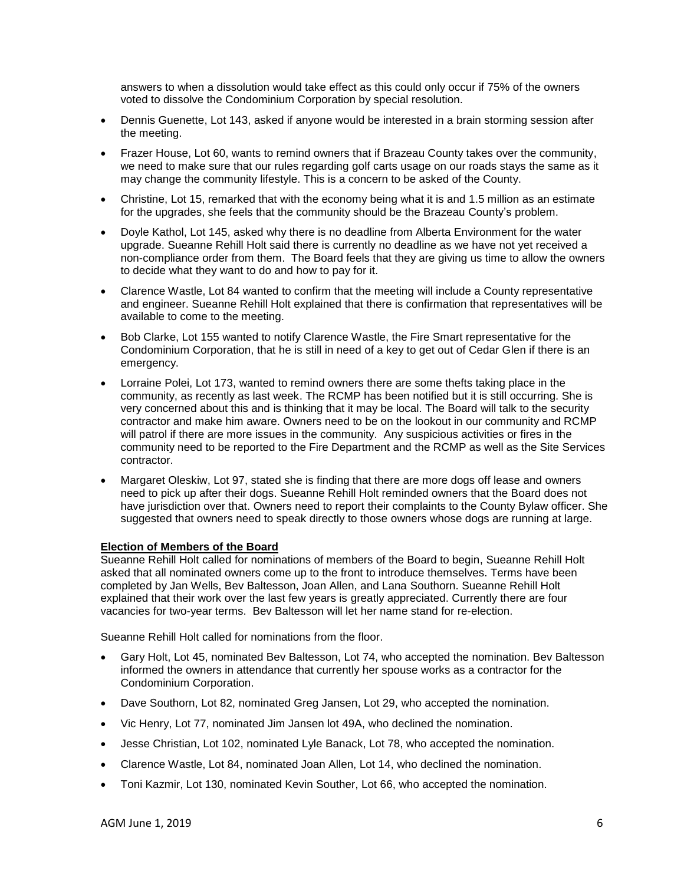answers to when a dissolution would take effect as this could only occur if 75% of the owners voted to dissolve the Condominium Corporation by special resolution.

- Dennis Guenette, Lot 143, asked if anyone would be interested in a brain storming session after the meeting.
- Frazer House, Lot 60, wants to remind owners that if Brazeau County takes over the community, we need to make sure that our rules regarding golf carts usage on our roads stays the same as it may change the community lifestyle. This is a concern to be asked of the County.
- Christine, Lot 15, remarked that with the economy being what it is and 1.5 million as an estimate for the upgrades, she feels that the community should be the Brazeau County's problem.
- Doyle Kathol, Lot 145, asked why there is no deadline from Alberta Environment for the water upgrade. Sueanne Rehill Holt said there is currently no deadline as we have not yet received a non-compliance order from them. The Board feels that they are giving us time to allow the owners to decide what they want to do and how to pay for it.
- Clarence Wastle, Lot 84 wanted to confirm that the meeting will include a County representative and engineer. Sueanne Rehill Holt explained that there is confirmation that representatives will be available to come to the meeting.
- Bob Clarke, Lot 155 wanted to notify Clarence Wastle, the Fire Smart representative for the Condominium Corporation, that he is still in need of a key to get out of Cedar Glen if there is an emergency.
- Lorraine Polei, Lot 173, wanted to remind owners there are some thefts taking place in the community, as recently as last week. The RCMP has been notified but it is still occurring. She is very concerned about this and is thinking that it may be local. The Board will talk to the security contractor and make him aware. Owners need to be on the lookout in our community and RCMP will patrol if there are more issues in the community. Any suspicious activities or fires in the community need to be reported to the Fire Department and the RCMP as well as the Site Services contractor.
- Margaret Oleskiw, Lot 97, stated she is finding that there are more dogs off lease and owners need to pick up after their dogs. Sueanne Rehill Holt reminded owners that the Board does not have jurisdiction over that. Owners need to report their complaints to the County Bylaw officer. She suggested that owners need to speak directly to those owners whose dogs are running at large.

**Election of Members of the Board**

Sueanne Rehill Holt called for nominations of members of the Board to begin, Sueanne Rehill Holt asked that all nominated owners come up to the front to introduce themselves. Terms have been completed by Jan Wells, Bev Baltesson, Joan Allen, and Lana Southorn. Sueanne Rehill Holt explained that their work over the last few years is greatly appreciated. Currently there are four vacancies for two-year terms. Bev Baltesson will let her name stand for re-election.

Sueanne Rehill Holt called for nominations from the floor.

- Gary Holt, Lot 45, nominated Bev Baltesson, Lot 74, who accepted the nomination. Bev Baltesson informed the owners in attendance that currently her spouse works as a contractor for the Condominium Corporation.
- Dave Southorn, Lot 82, nominated Greg Jansen, Lot 29, who accepted the nomination.
- Vic Henry, Lot 77, nominated Jim Jansen lot 49A, who declined the nomination.
- Jesse Christian, Lot 102, nominated Lyle Banack, Lot 78, who accepted the nomination.
- Clarence Wastle, Lot 84, nominated Joan Allen, Lot 14, who declined the nomination.
- Toni Kazmir, Lot 130, nominated Kevin Souther, Lot 66, who accepted the nomination.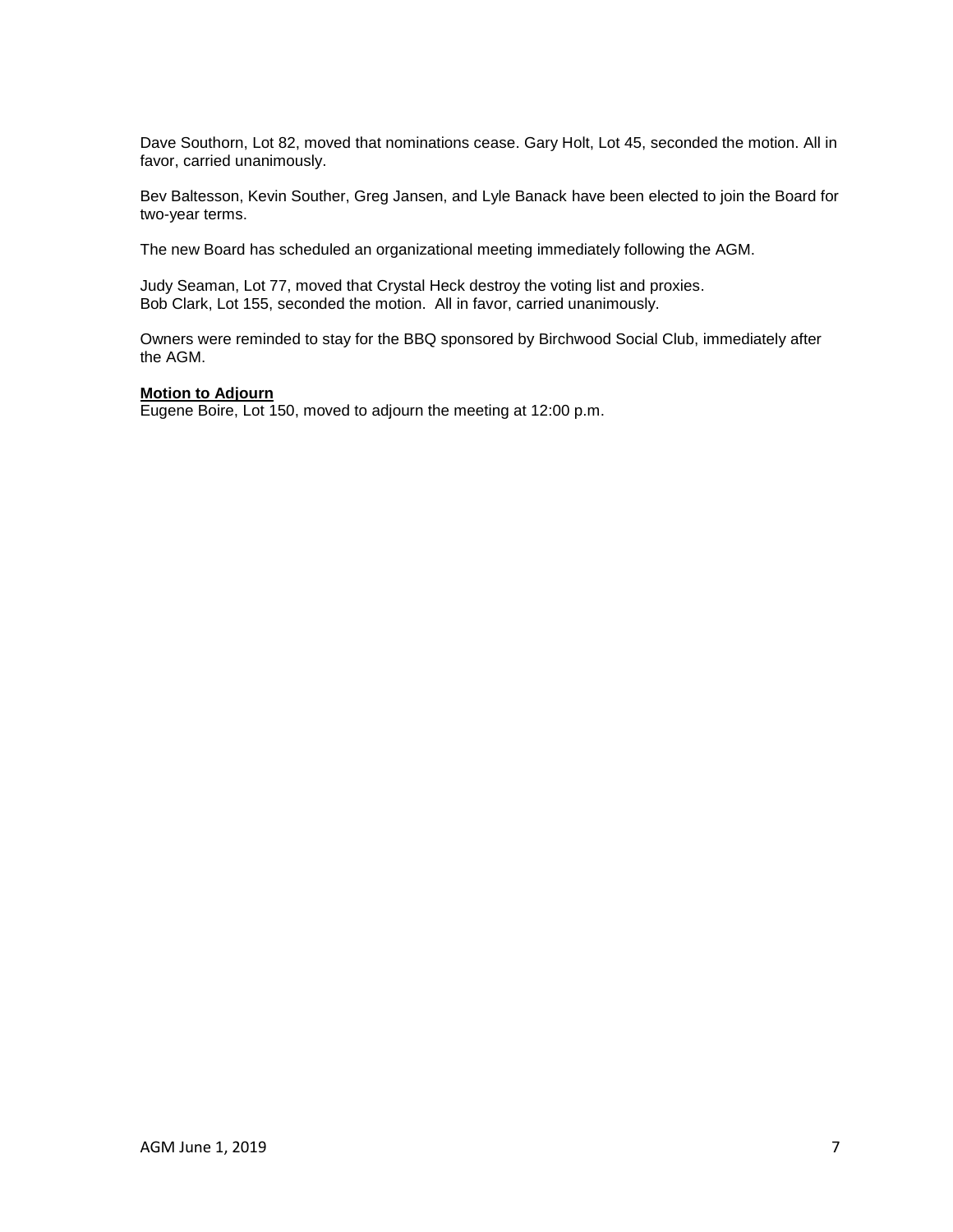Dave Southorn, Lot 82, moved that nominations cease. Gary Holt, Lot 45, seconded the motion. All in favor, carried unanimously.

Bev Baltesson, Kevin Souther, Greg Jansen, and Lyle Banack have been elected to join the Board for two-year terms.

The new Board has scheduled an organizational meeting immediately following the AGM.

Judy Seaman, Lot 77, moved that Crystal Heck destroy the voting list and proxies.
Bob Clark, Lot 155, seconded the motion. All in favor, carried unanimously.

Owners were reminded to stay for the BBQ sponsored by Birchwood Social Club, immediately after the AGM.

**Motion to Adjourn**
Eugene Boire, Lot 150, moved to adjourn the meeting at 12:00 p.m.